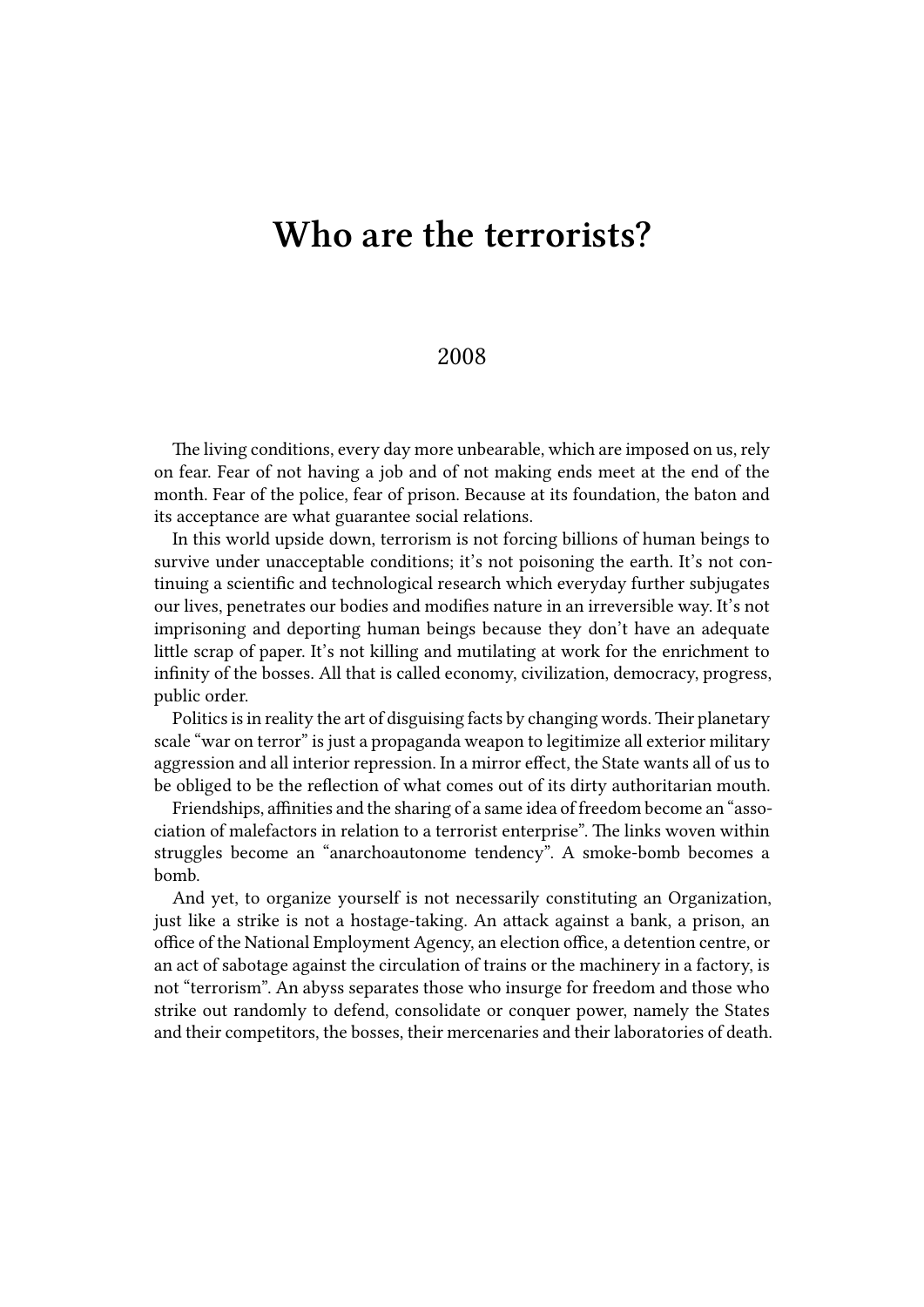# Who are the terrorists?

2008

The living conditions, every day more unbearable, which are imposed on us, rely on fear. Fear of not having a job and of not making ends meet at the end of the month. Fear of the police, fear of prison. Because at its foundation, the baton and its acceptance are what guarantee social relations.

In this world upside down, terrorism is not forcing billions of human beings to survive under unacceptable conditions; it's not poisoning the earth. It's not continuing a scientific and technological research which everyday further subjugates our lives, penetrates our bodies and modifies nature in an irreversible way. It's not imprisoning and deporting human beings because they don't have an adequate little scrap of paper. It's not killing and mutilating at work for the enrichment to infinity of the bosses. All that is called economy, civilization, democracy, progress, public order.

Politics is in reality the art of disguising facts by changing words. Their planetary scale "war on terror" is just a propaganda weapon to legitimize all exterior military aggression and all interior repression. In a mirror effect, the State wants all of us to be obliged to be the reflection of what comes out of its dirty authoritarian mouth.

Friendships, affinities and the sharing of a same idea of freedom become an "association of malefactors in relation to a terrorist enterprise". The links woven within struggles become an "anarchoautonome tendency". A smoke-bomb becomes a bomb.

And yet, to organize yourself is not necessarily constituting an Organization, just like a strike is not a hostage-taking. An attack against a bank, a prison, an office of the National Employment Agency, an election office, a detention centre, or an act of sabotage against the circulation of trains or the machinery in a factory, is not "terrorism". An abyss separates those who insurge for freedom and those who strike out randomly to defend, consolidate or conquer power, namely the States and their competitors, the bosses, their mercenaries and their laboratories of death.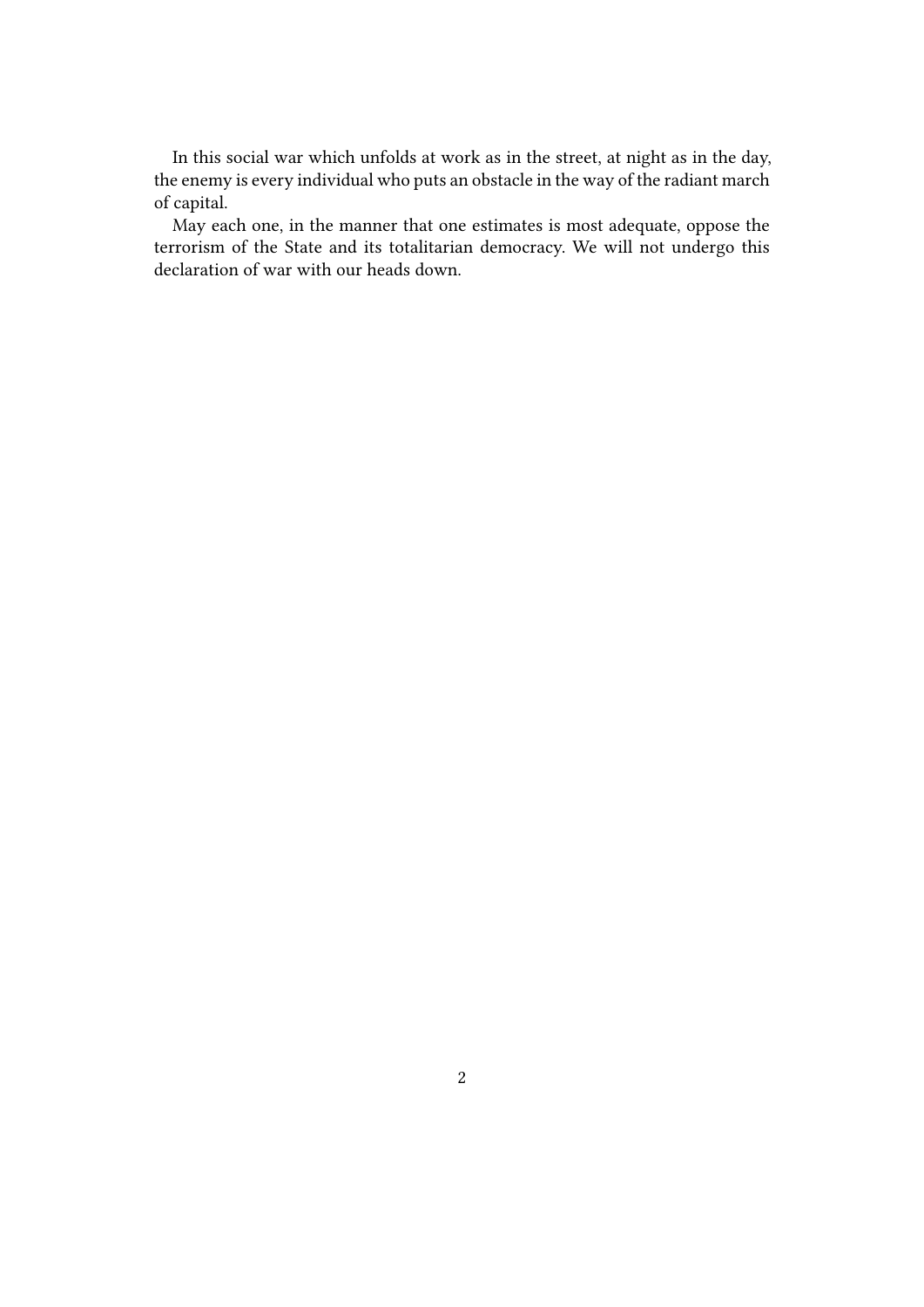In this social war which unfolds at work as in the street, at night as in the day, the enemy is every individual who puts an obstacle in the way of the radiant march of capital.

May each one, in the manner that one estimates is most adequate, oppose the terrorism of the State and its totalitarian democracy. We will not undergo this declaration of war with our heads down.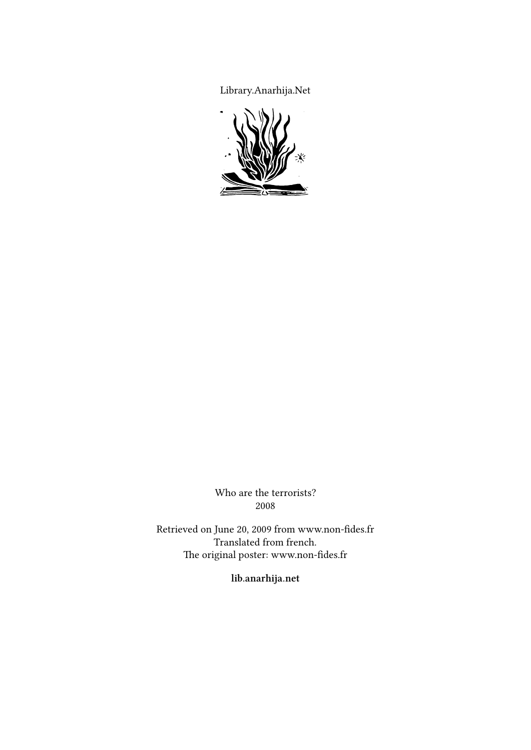Library.Anarhija.Net

Who are the terrorists?
2008

Retrieved on June 20, 2009 from www.non-fides.fr
Translated from french.
The original poster: www.non-fides.fr

**lib.anarhija.net**